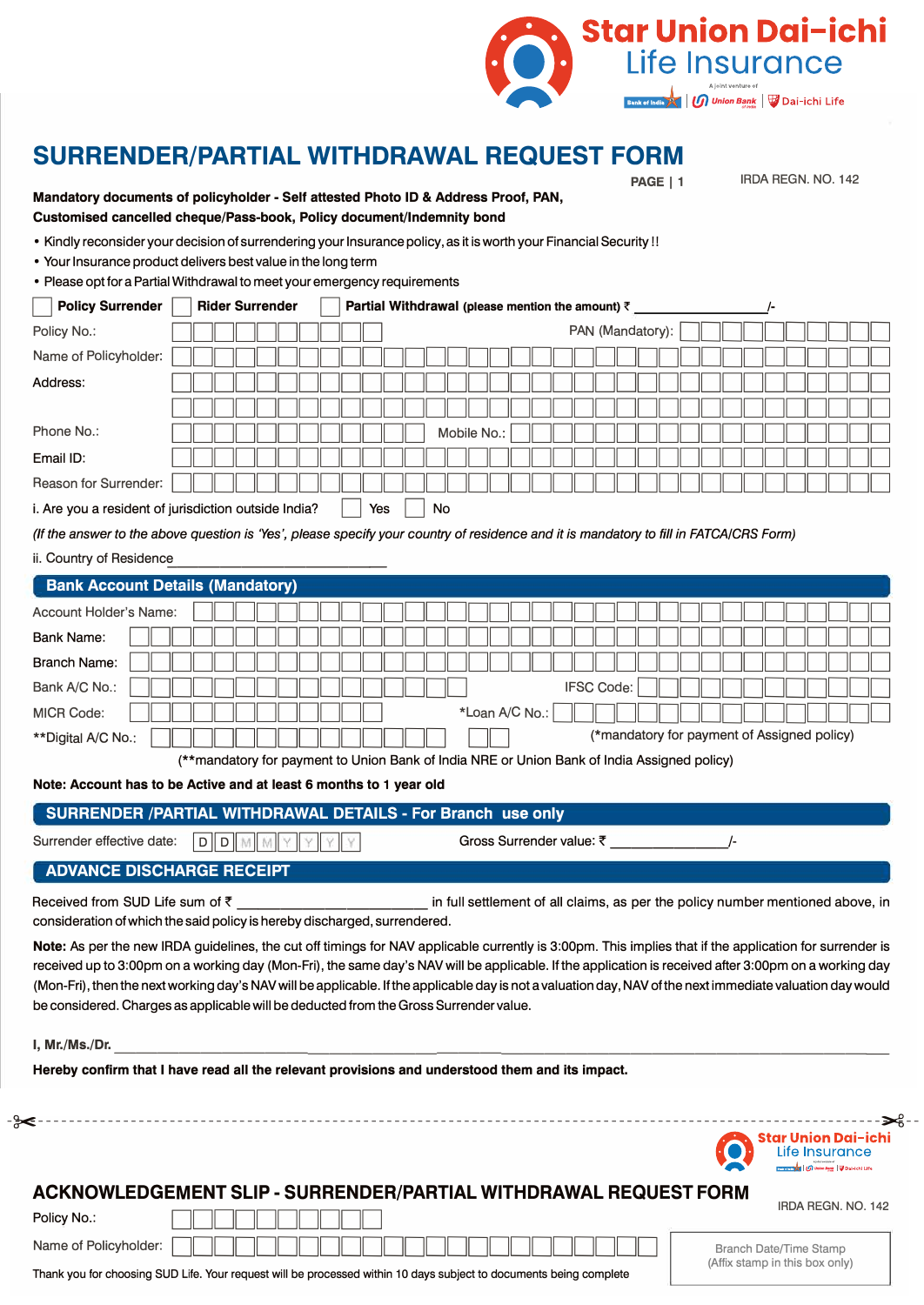Star Union Dai-ichi Life Insurance

A joint venture of Bank of India | Union Bank | Dai-ichi Life

# SURRENDER/PARTIAL WITHDRAWAL REQUEST FORM

PAGE | 1 IRDA REGN. NO. 142

**Mandatory documents of policyholder - Self attested Photo ID & Address Proof, PAN, Customised cancelled cheque/Pass-book, Policy document/Indemnity bond**

- Kindly reconsider your decision of surrendering your Insurance policy, as it is worth your Financial Security !!
- Your Insurance product delivers best value in the long term
- Please opt for a Partial Withdrawal to meet your emergency requirements

☐ **Policy Surrender** ☐ **Rider Surrender** ☐ **Partial Withdrawal** (please mention the amount) ₹ ________________/-

Policy No.: PAN (Mandatory):

Name of Policyholder:

Address:

Phone No.: Mobile No.:

Email ID:

Reason for Surrender:

i. Are you a resident of jurisdiction outside India? ☐ Yes ☐ No

*(If the answer to the above question is 'Yes', please specify your country of residence and it is mandatory to fill in FATCA/CRS Form)*

ii. Country of Residence ____________________

## Bank Account Details (Mandatory)

Account Holder's Name:

Bank Name:

Branch Name:

Bank A/C No.: IFSC Code:

MICR Code: *Loan A/C No.:

**Digital A/C No.: (*mandatory for payment of Assigned policy)

(**mandatory for payment to Union Bank of India NRE or Union Bank of India Assigned policy)

**Note: Account has to be Active and at least 6 months to 1 year old**

## SURRENDER /PARTIAL WITHDRAWAL DETAILS - For Branch use only

Surrender effective date: D D M M Y Y Y Y Gross Surrender value: ₹ ________________/-

## ADVANCE DISCHARGE RECEIPT

Received from SUD Life sum of ₹ ____________________ in full settlement of all claims, as per the policy number mentioned above, in consideration of which the said policy is hereby discharged, surrendered.

**Note:** As per the new IRDA guidelines, the cut off timings for NAV applicable currently is 3:00pm. This implies that if the application for surrender is received up to 3:00pm on a working day (Mon-Fri), the same day's NAV will be applicable. If the application is received after 3:00pm on a working day (Mon-Fri), then the next working day's NAV will be applicable. If the applicable day is not a valuation day, NAV of the next immediate valuation day would be considered. Charges as applicable will be deducted from the Gross Surrender value.

**I, Mr./Ms./Dr.** ________________________________________________

**Hereby confirm that I have read all the relevant provisions and understood them and its impact.**

---

Star Union Dai-ichi Life Insurance

## ACKNOWLEDGEMENT SLIP - SURRENDER/PARTIAL WITHDRAWAL REQUEST FORM

IRDA REGN. NO. 142

Policy No.:

Name of Policyholder:

Branch Date/Time Stamp
(Affix stamp in this box only)

Thank you for choosing SUD Life. Your request will be processed within 10 days subject to documents being complete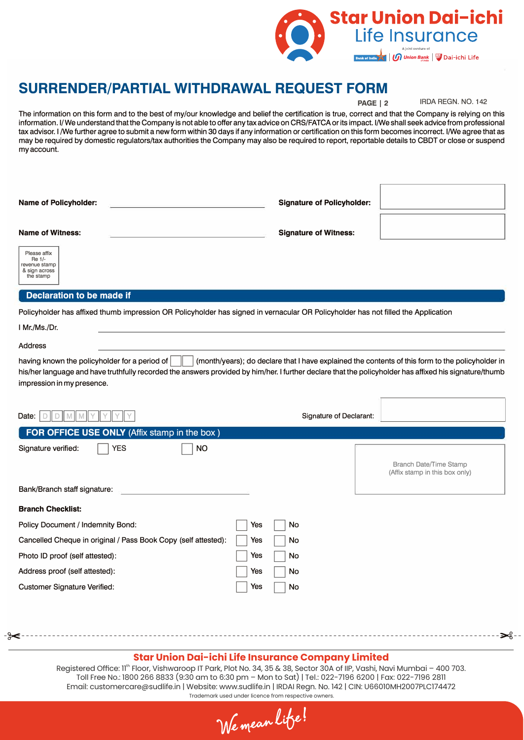Star Union Dai-ichi Life Insurance

A joint venture of Bank of India | Union Bank | Dai-ichi Life

# SURRENDER/PARTIAL WITHDRAWAL REQUEST FORM

IRDA REGN. NO. 142

The information on this form and to the best of my/our knowledge and belief the certification is true, correct and that the Company is relying on this information. I/ We understand that the Company is not able to offer any tax advice on CRS/FATCA or its impact. I/We shall seek advice from professional tax advisor. I /We further agree to submit a new form within 30 days if any information or certification on this form becomes incorrect. I/We agree that as may be required by domestic regulators/tax authorities the Company may also be required to report, reportable details to CBDT or close or suspend my account.

**Name of Policyholder:** ______________________ **Signature of Policyholder:** ______________

**Name of Witness:** ______________________ **Signature of Witness:** ______________

Please affix Re 1/- revenue stamp & sign across the stamp

## Declaration to be made if

Policyholder has affixed thumb impression OR Policyholder has signed in vernacular OR Policyholder has not filled the Application

I Mr./Ms./Dr. ______________________________

Address ______________________________

having known the policyholder for a period of [ ][ ] (month/years); do declare that I have explained the contents of this form to the policyholder in his/her language and have truthfully recorded the answers provided by him/her. I further declare that the policyholder has affixed his signature/thumb impression in my presence.

Date: D D M M Y Y Y Y    Signature of Declarant: ______________

## FOR OFFICE USE ONLY (Affix stamp in the box )

Signature verified: ☐ YES ☐ NO

Branch Date/Time Stamp (Affix stamp in this box only)

Bank/Branch staff signature: ______________

**Branch Checklist:**

| | | |
|---|---|---|
| Policy Document / Indemnity Bond: | ☐ Yes | ☐ No |
| Cancelled Cheque in original / Pass Book Copy (self attested): | ☐ Yes | ☐ No |
| Photo ID proof (self attested): | ☐ Yes | ☐ No |
| Address proof (self attested): | ☐ Yes | ☐ No |
| Customer Signature Verified: | ☐ Yes | ☐ No |

**Star Union Dai-ichi Life Insurance Company Limited**

Registered Office: 11th Floor, Vishwaroop IT Park, Plot No. 34, 35 & 38, Sector 30A of IIP, Vashi, Navi Mumbai – 400 703.
Toll Free No.: 1800 266 8833 (9:30 am to 6:30 pm – Mon to Sat) | Tel.: 022-7196 6200 | Fax: 022-7196 2811
Email: customercare@sudlife.in | Website: www.sudlife.in | IRDAI Regn. No. 142 | CIN: U66010MH2007PLC174472
Trademark used under licence from respective owners.

We mean life!